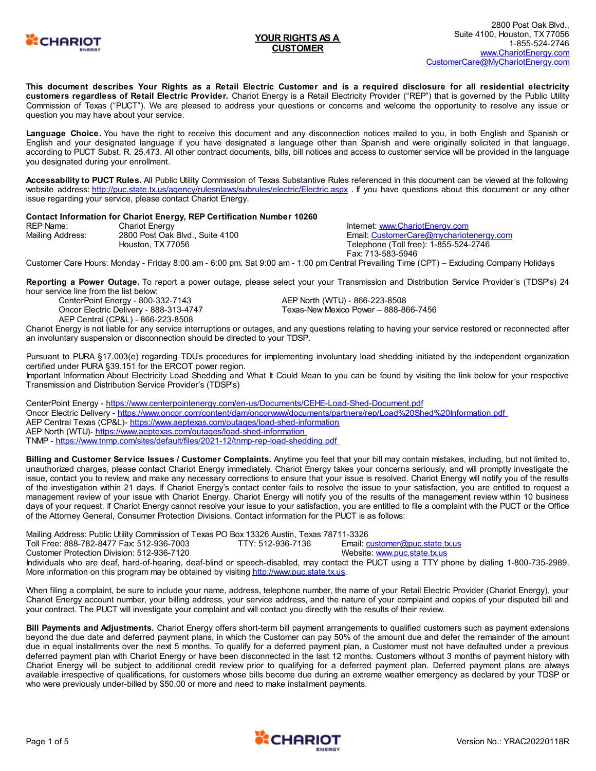2800 Post Oak Blvd., Suite 4100, Houston, TX 77056
1-855-524-2746
www.ChariotEnergy.com
CustomerCare@MyChariotEnergy.com

# YOUR RIGHTS AS A CUSTOMER

**This document describes Your Rights as a Retail Electric Customer and is a required disclosure for all residential electricity customers regardless of Retail Electric Provider.** Chariot Energy is a Retail Electricity Provider ("REP") that is governed by the Public Utility Commission of Texas ("PUCT"). We are pleased to address your questions or concerns and welcome the opportunity to resolve any issue or question you may have about your service.

**Language Choice.** You have the right to receive this document and any disconnection notices mailed to you, in both English and Spanish or English and your designated language if you have designated a language other than Spanish and were originally solicited in that language, according to PUCT Subst. R. 25.473. All other contract documents, bills, bill notices and access to customer service will be provided in the language you designated during your enrollment.

**Accessability to PUCT Rules.** All Public Utility Commission of Texas Substantive Rules referenced in this document can be viewed at the following website address: http://puc.state.tx.us/agency/rulesnlaws/subrules/electric/Electric.aspx . If you have questions about this document or any other issue regarding your service, please contact Chariot Energy.

**Contact Information for Chariot Energy, REP Certification Number 10260**

REP Name: Chariot Energy
Mailing Address: 2800 Post Oak Blvd., Suite 4100, Houston, TX 77056

Internet: www.ChariotEnergy.com
Email: CustomerCare@mychariotenergy.com
Telephone (Toll free): 1-855-524-2746
Fax: 713-583-5946

Customer Care Hours: Monday - Friday 8:00 am - 6:00 pm. Sat 9:00 am - 1:00 pm Central Prevailing Time (CPT) – Excluding Company Holidays

**Reporting a Power Outage.** To report a power outage, please select your your Transmission and Distribution Service Provider's (TDSP's) 24 hour service line from the list below:

- CenterPoint Energy - 800-332-7143
- Oncor Electric Delivery - 888-313-4747
- AEP Central (CP&L) - 866-223-8508
- AEP North (WTU) - 866-223-8508
- Texas-New Mexico Power – 888-866-7456

Chariot Energy is not liable for any service interruptions or outages, and any questions relating to having your service restored or reconnected after an involuntary suspension or disconnection should be directed to your TDSP.

Pursuant to PURA §17.003(e) regarding TDU's procedures for implementing involuntary load shedding initiated by the independent organization certified under PURA §39.151 for the ERCOT power region.
Important Information About Electricity Load Shedding and What It Could Mean to you can be found by visiting the link below for your respective Transmission and Distribution Service Provider's (TDSP's)

CenterPoint Energy - https://www.centerpointenergy.com/en-us/Documents/CEHE-Load-Shed-Document.pdf
Oncor Electric Delivery - https://www.oncor.com/content/dam/oncorwww/documents/partners/rep/Load%20Shed%20Information.pdf
AEP Central Texas (CP&L)- https://www.aeptexas.com/outages/load-shed-information
AEP North (WTU)- https://www.aeptexas.com/outages/load-shed-information
TNMP - https://www.tnmp.com/sites/default/files/2021-12/tnmp-rep-load-shedding.pdf

**Billing and Customer Service Issues / Customer Complaints.** Anytime you feel that your bill may contain mistakes, including, but not limited to, unauthorized charges, please contact Chariot Energy immediately. Chariot Energy takes your concerns seriously, and will promptly investigate the issue, contact you to review, and make any necessary corrections to ensure that your issue is resolved. Chariot Energy will notify you of the results of the investigation within 21 days. If Chariot Energy's contact center fails to resolve the issue to your satisfaction, you are entitled to request a management review of your issue with Chariot Energy. Chariot Energy will notify you of the results of the management review within 10 business days of your request. If Chariot Energy cannot resolve your issue to your satisfaction, you are entitled to file a complaint with the PUCT or the Office of the Attorney General, Consumer Protection Divisions. Contact information for the PUCT is as follows:

Mailing Address: Public Utility Commission of Texas PO Box 13326 Austin, Texas 78711-3326
Toll Free: 888-782-8477 Fax: 512-936-7003 TTY: 512-936-7136 Email: customer@puc.state.tx.us
Customer Protection Division: 512-936-7120 Website: www.puc.state.tx.us
Individuals who are deaf, hard-of-hearing, deaf-blind or speech-disabled, may contact the PUCT using a TTY phone by dialing 1-800-735-2989. More information on this program may be obtained by visiting http://www.puc.state.tx.us.

When filing a complaint, be sure to include your name, address, telephone number, the name of your Retail Electric Provider (Chariot Energy), your Chariot Energy account number, your billing address, your service address, and the nature of your complaint and copies of your disputed bill and your contract. The PUCT will investigate your complaint and will contact you directly with the results of their review.

**Bill Payments and Adjustments.** Chariot Energy offers short-term bill payment arrangements to qualified customers such as payment extensions beyond the due date and deferred payment plans, in which the Customer can pay 50% of the amount due and defer the remainder of the amount due in equal installments over the next 5 months. To qualify for a deferred payment plan, a Customer must not have defaulted under a previous deferred payment plan with Chariot Energy or have been disconnected in the last 12 months. Customers without 3 months of payment history with Chariot Energy will be subject to additional credit review prior to qualifying for a deferred payment plan. Deferred payment plans are always available irrespective of qualifications, for customers whose bills become due during an extreme weather emergency as declared by your TDSP or who were previously under-billed by $50.00 or more and need to make installment payments.

Version No.: YRAC20220118R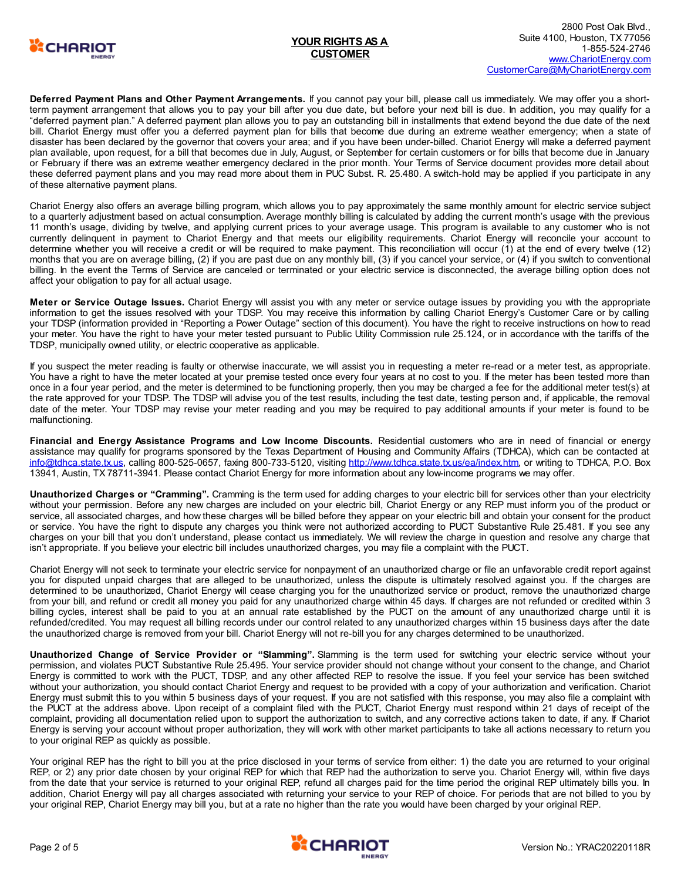**Deferred Payment Plans and Other Payment Arrangements.** If you cannot pay your bill, please call us immediately. We may offer you a short-term payment arrangement that allows you to pay your bill after you due date, but before your next bill is due. In addition, you may qualify for a "deferred payment plan." A deferred payment plan allows you to pay an outstanding bill in installments that extend beyond the due date of the next bill. Chariot Energy must offer you a deferred payment plan for bills that become due during an extreme weather emergency; when a state of disaster has been declared by the governor that covers your area; and if you have been under-billed. Chariot Energy will make a deferred payment plan available, upon request, for a bill that becomes due in July, August, or September for certain customers or for bills that become due in January or February if there was an extreme weather emergency declared in the prior month. Your Terms of Service document provides more detail about these deferred payment plans and you may read more about them in PUC Subst. R. 25.480. A switch-hold may be applied if you participate in any of these alternative payment plans.

Chariot Energy also offers an average billing program, which allows you to pay approximately the same monthly amount for electric service subject to a quarterly adjustment based on actual consumption. Average monthly billing is calculated by adding the current month's usage with the previous 11 month's usage, dividing by twelve, and applying current prices to your average usage. This program is available to any customer who is not currently delinquent in payment to Chariot Energy and that meets our eligibility requirements. Chariot Energy will reconcile your account to determine whether you will receive a credit or will be required to make payment. This reconciliation will occur (1) at the end of every twelve (12) months that you are on average billing, (2) if you are past due on any monthly bill, (3) if you cancel your service, or (4) if you switch to conventional billing. In the event the Terms of Service are canceled or terminated or your electric service is disconnected, the average billing option does not affect your obligation to pay for all actual usage.

**Meter or Service Outage Issues.** Chariot Energy will assist you with any meter or service outage issues by providing you with the appropriate information to get the issues resolved with your TDSP. You may receive this information by calling Chariot Energy's Customer Care or by calling your TDSP (information provided in "Reporting a Power Outage" section of this document). You have the right to receive instructions on how to read your meter. You have the right to have your meter tested pursuant to Public Utility Commission rule 25.124, or in accordance with the tariffs of the TDSP, municipally owned utility, or electric cooperative as applicable.

If you suspect the meter reading is faulty or otherwise inaccurate, we will assist you in requesting a meter re-read or a meter test, as appropriate. You have a right to have the meter located at your premise tested once every four years at no cost to you. If the meter has been tested more than once in a four year period, and the meter is determined to be functioning properly, then you may be charged a fee for the additional meter test(s) at the rate approved for your TDSP. The TDSP will advise you of the test results, including the test date, testing person and, if applicable, the removal date of the meter. Your TDSP may revise your meter reading and you may be required to pay additional amounts if your meter is found to be malfunctioning.

**Financial and Energy Assistance Programs and Low Income Discounts.** Residential customers who are in need of financial or energy assistance may qualify for programs sponsored by the Texas Department of Housing and Community Affairs (TDHCA), which can be contacted at info@tdhca.state.tx.us, calling 800-525-0657, faxing 800-733-5120, visiting http://www.tdhca.state.tx.us/ea/index.htm, or writing to TDHCA, P.O. Box 13941, Austin, TX 78711-3941. Please contact Chariot Energy for more information about any low-income programs we may offer.

**Unauthorized Charges or "Cramming".** Cramming is the term used for adding charges to your electric bill for services other than your electricity without your permission. Before any new charges are included on your electric bill, Chariot Energy or any REP must inform you of the product or service, all associated charges, and how these charges will be billed before they appear on your electric bill and obtain your consent for the product or service. You have the right to dispute any charges you think were not authorized according to PUCT Substantive Rule 25.481. If you see any charges on your bill that you don't understand, please contact us immediately. We will review the charge in question and resolve any charge that isn't appropriate. If you believe your electric bill includes unauthorized charges, you may file a complaint with the PUCT.

Chariot Energy will not seek to terminate your electric service for nonpayment of an unauthorized charge or file an unfavorable credit report against you for disputed unpaid charges that are alleged to be unauthorized, unless the dispute is ultimately resolved against you. If the charges are determined to be unauthorized, Chariot Energy will cease charging you for the unauthorized service or product, remove the unauthorized charge from your bill, and refund or credit all money you paid for any unauthorized charge within 45 days. If charges are not refunded or credited within 3 billing cycles, interest shall be paid to you at an annual rate established by the PUCT on the amount of any unauthorized charge until it is refunded/credited. You may request all billing records under our control related to any unauthorized charges within 15 business days after the date the unauthorized charge is removed from your bill. Chariot Energy will not re-bill you for any charges determined to be unauthorized.

**Unauthorized Change of Service Provider or "Slamming".** Slamming is the term used for switching your electric service without your permission, and violates PUCT Substantive Rule 25.495. Your service provider should not change without your consent to the change, and Chariot Energy is committed to work with the PUCT, TDSP, and any other affected REP to resolve the issue. If you feel your service has been switched without your authorization, you should contact Chariot Energy and request to be provided with a copy of your authorization and verification. Chariot Energy must submit this to you within 5 business days of your request. If you are not satisfied with this response, you may also file a complaint with the PUCT at the address above. Upon receipt of a complaint filed with the PUCT, Chariot Energy must respond within 21 days of receipt of the complaint, providing all documentation relied upon to support the authorization to switch, and any corrective actions taken to date, if any. If Chariot Energy is serving your account without proper authorization, they will work with other market participants to take all actions necessary to return you to your original REP as quickly as possible.

Your original REP has the right to bill you at the price disclosed in your terms of service from either: 1) the date you are returned to your original REP, or 2) any prior date chosen by your original REP for which that REP had the authorization to serve you. Chariot Energy will, within five days from the date that your service is returned to your original REP, refund all charges paid for the time period the original REP ultimately bills you. In addition, Chariot Energy will pay all charges associated with returning your service to your REP of choice. For periods that are not billed to you by your original REP, Chariot Energy may bill you, but at a rate no higher than the rate you would have been charged by your original REP.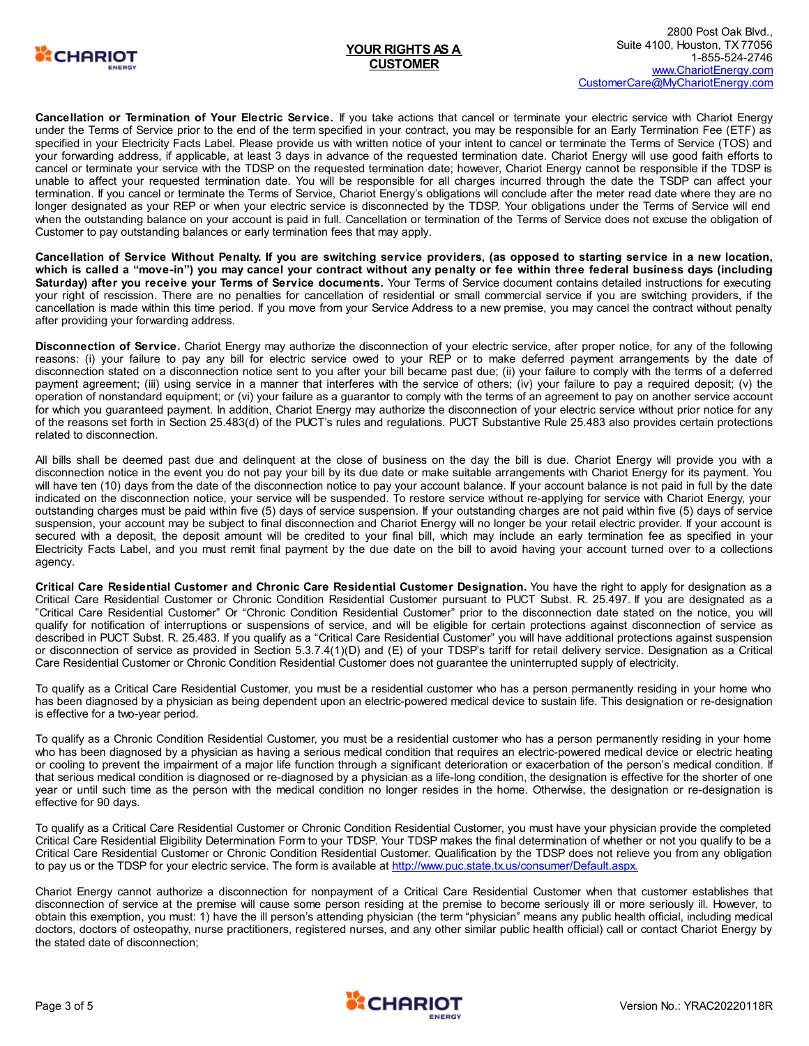# YOUR RIGHTS AS A CUSTOMER

2800 Post Oak Blvd.,
Suite 4100, Houston, TX 77056
1-855-524-2746
www.CharioteEnergy.com
CustomerCare@MyChariotEnergy.com

**Cancellation or Termination of Your Electric Service.** If you take actions that cancel or terminate your electric service with Chariot Energy under the Terms of Service prior to the end of the term specified in your contract, you may be responsible for an Early Termination Fee (ETF) as specified in your Electricity Facts Label. Please provide us with written notice of your intent to cancel or terminate the Terms of Service (TOS) and your forwarding address, if applicable, at least 3 days in advance of the requested termination date. Chariot Energy will use good faith efforts to cancel or terminate your service with the TDSP on the requested termination date; however, Chariot Energy cannot be responsible if the TDSP is unable to affect your requested termination date. You will be responsible for all charges incurred through the date the TSDP can affect your termination. If you cancel or terminate the Terms of Service, Chariot Energy's obligations will conclude after the meter read date where they are no longer designated as your REP or when your electric service is disconnected by the TDSP. Your obligations under the Terms of Service will end when the outstanding balance on your account is paid in full. Cancellation or termination of the Terms of Service does not excuse the obligation of Customer to pay outstanding balances or early termination fees that may apply.

**Cancellation of Service Without Penalty. If you are switching service providers, (as opposed to starting service in a new location, which is called a "move-in") you may cancel your contract without any penalty or fee within three federal business days (including Saturday) after you receive your Terms of Service documents.** Your Terms of Service document contains detailed instructions for executing your right of rescission. There are no penalties for cancellation of residential or small commercial service if you are switching providers, if the cancellation is made within this time period. If you move from your Service Address to a new premise, you may cancel the contract without penalty after providing your forwarding address.

**Disconnection of Service.** Chariot Energy may authorize the disconnection of your electric service, after proper notice, for any of the following reasons: (i) your failure to pay any bill for electric service owed to your REP or to make deferred payment arrangements by the date of disconnection stated on a disconnection notice sent to you after your bill became past due; (ii) your failure to comply with the terms of a deferred payment agreement; (iii) using service in a manner that interferes with the service of others; (iv) your failure to pay a required deposit; (v) the operation of nonstandard equipment; or (vi) your failure as a guarantor to comply with the terms of an agreement to pay on another service account for which you guaranteed payment. In addition, Chariot Energy may authorize the disconnection of your electric service without prior notice for any of the reasons set forth in Section 25.483(d) of the PUCT's rules and regulations. PUCT Substantive Rule 25.483 also provides certain protections related to disconnection.

All bills shall be deemed past due and delinquent at the close of business on the day the bill is due. Chariot Energy will provide you with a disconnection notice in the event you do not pay your bill by its due date or make suitable arrangements with Chariot Energy for its payment. You will have ten (10) days from the date of the disconnection notice to pay your account balance. If your account balance is not paid in full by the date indicated on the disconnection notice, your service will be suspended. To restore service without re-applying for service with Chariot Energy, your outstanding charges must be paid within five (5) days of service suspension. If your outstanding charges are not paid within five (5) days of service suspension, your account may be subject to final disconnection and Chariot Energy will no longer be your retail electric provider. If your account is secured with a deposit, the deposit amount will be credited to your final bill, which may include an early termination fee as specified in your Electricity Facts Label, and you must remit final payment by the due date on the bill to avoid having your account turned over to a collections agency.

**Critical Care Residential Customer and Chronic Care Residential Customer Designation.** You have the right to apply for designation as a Critical Care Residential Customer or Chronic Condition Residential Customer pursuant to PUCT Subst. R. 25.497. If you are designated as a "Critical Care Residential Customer" Or "Chronic Condition Residential Customer" prior to the disconnection date stated on the notice, you will qualify for notification of interruptions or suspensions of service, and will be eligible for certain protections against disconnection of service as described in PUCT Subst. R. 25.483. If you qualify as a "Critical Care Residential Customer" you will have additional protections against suspension or disconnection of service as provided in Section 5.3.7.4(1)(D) and (E) of your TDSP's tariff for retail delivery service. Designation as a Critical Care Residential Customer or Chronic Condition Residential Customer does not guarantee the uninterrupted supply of electricity.

To qualify as a Critical Care Residential Customer, you must be a residential customer who has a person permanently residing in your home who has been diagnosed by a physician as being dependent upon an electric-powered medical device to sustain life. This designation or re-designation is effective for a two-year period.

To qualify as a Chronic Condition Residential Customer, you must be a residential customer who has a person permanently residing in your home who has been diagnosed by a physician as having a serious medical condition that requires an electric-powered medical device or electric heating or cooling to prevent the impairment of a major life function through a significant deterioration or exacerbation of the person's medical condition. If that serious medical condition is diagnosed or re-diagnosed by a physician as a life-long condition, the designation is effective for the shorter of one year or until such time as the person with the medical condition no longer resides in the home. Otherwise, the designation or re-designation is effective for 90 days.

To qualify as a Critical Care Residential Customer or Chronic Condition Residential Customer, you must have your physician provide the completed Critical Care Residential Eligibility Determination Form to your TDSP. Your TDSP makes the final determination of whether or not you qualify to be a Critical Care Residential Customer or Chronic Condition Residential Customer. Qualification by the TDSP does not relieve you from any obligation to pay us or the TDSP for your electric service. The form is available at http://www.puc.state.tx.us/consumer/Default.aspx.

Chariot Energy cannot authorize a disconnection for nonpayment of a Critical Care Residential Customer when that customer establishes that disconnection of service at the premise will cause some person residing at the premise to become seriously ill or more seriously ill. However, to obtain this exemption, you must: 1) have the ill person's attending physician (the term "physician" means any public health official, including medical doctors, doctors of osteopathy, nurse practitioners, registered nurses, and any other similar public health official) call or contact Chariot Energy by the stated date of disconnection;

Version No.: YRAC20220118R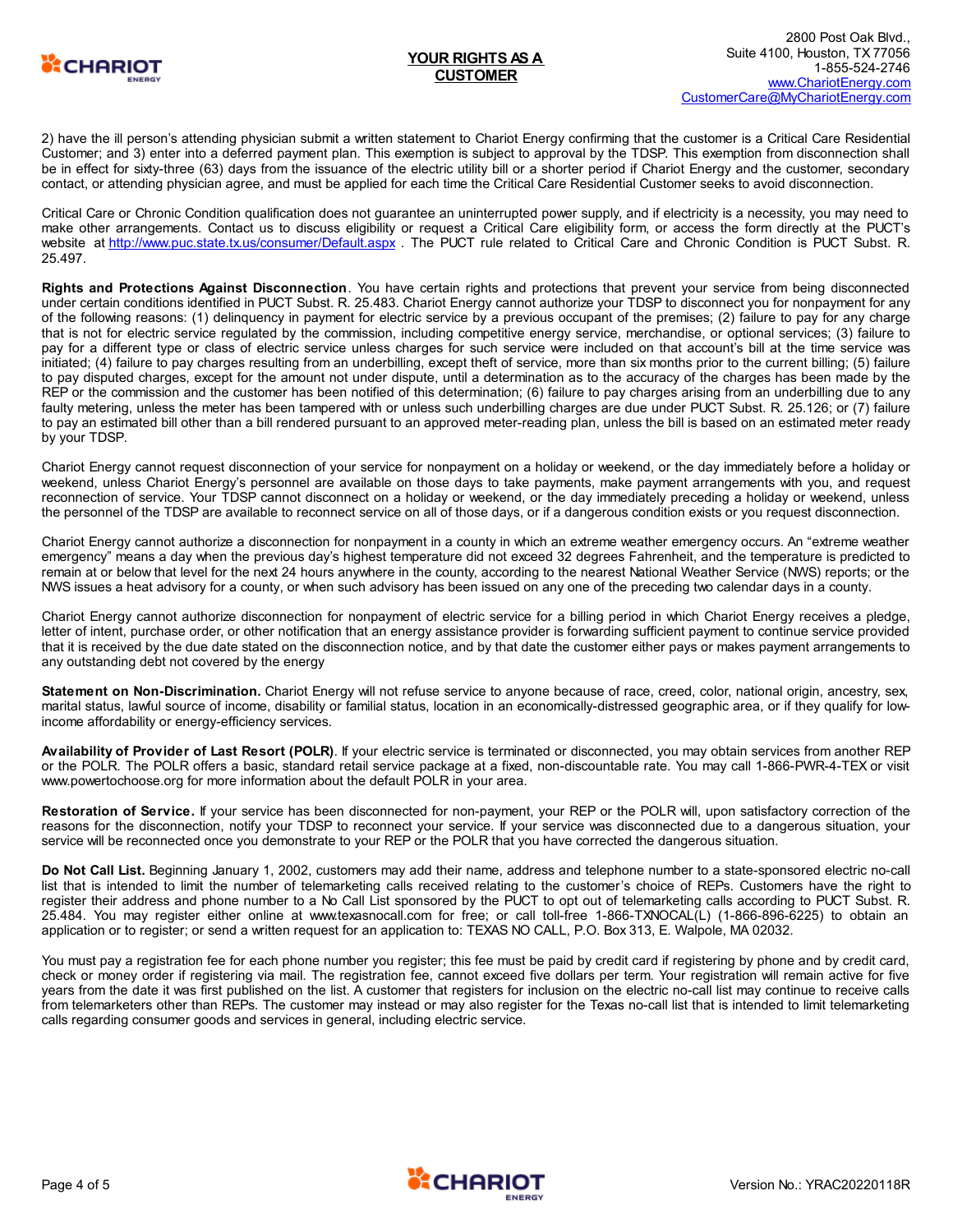2) have the ill person's attending physician submit a written statement to Chariot Energy confirming that the customer is a Critical Care Residential Customer; and 3) enter into a deferred payment plan. This exemption is subject to approval by the TDSP. This exemption from disconnection shall be in effect for sixty-three (63) days from the issuance of the electric utility bill or a shorter period if Chariot Energy and the customer, secondary contact, or attending physician agree, and must be applied for each time the Critical Care Residential Customer seeks to avoid disconnection.

Critical Care or Chronic Condition qualification does not guarantee an uninterrupted power supply, and if electricity is a necessity, you may need to make other arrangements. Contact us to discuss eligibility or request a Critical Care eligibility form, or access the form directly at the PUCT's website at http://www.puc.state.tx.us/consumer/Default.aspx . The PUCT rule related to Critical Care and Chronic Condition is PUCT Subst. R. 25.497.

**Rights and Protections Against Disconnection**. You have certain rights and protections that prevent your service from being disconnected under certain conditions identified in PUCT Subst. R. 25.483. Chariot Energy cannot authorize your TDSP to disconnect you for nonpayment for any of the following reasons: (1) delinquency in payment for electric service by a previous occupant of the premises; (2) failure to pay for any charge that is not for electric service regulated by the commission, including competitive energy service, merchandise, or optional services; (3) failure to pay for a different type or class of electric service unless charges for such service were included on that account's bill at the time service was initiated; (4) failure to pay charges resulting from an underbilling, except theft of service, more than six months prior to the current billing; (5) failure to pay disputed charges, except for the amount not under dispute, until a determination as to the accuracy of the charges has been made by the REP or the commission and the customer has been notified of this determination; (6) failure to pay charges arising from an underbilling due to any faulty metering, unless the meter has been tampered with or unless such underbilling charges are due under PUCT Subst. R. 25.126; or (7) failure to pay an estimated bill other than a bill rendered pursuant to an approved meter-reading plan, unless the bill is based on an estimated meter ready by your TDSP.

Chariot Energy cannot request disconnection of your service for nonpayment on a holiday or weekend, or the day immediately before a holiday or weekend, unless Chariot Energy's personnel are available on those days to take payments, make payment arrangements with you, and request reconnection of service. Your TDSP cannot disconnect on a holiday or weekend, or the day immediately preceding a holiday or weekend, unless the personnel of the TDSP are available to reconnect service on all of those days, or if a dangerous condition exists or you request disconnection.

Chariot Energy cannot authorize a disconnection for nonpayment in a county in which an extreme weather emergency occurs. An "extreme weather emergency" means a day when the previous day's highest temperature did not exceed 32 degrees Fahrenheit, and the temperature is predicted to remain at or below that level for the next 24 hours anywhere in the county, according to the nearest National Weather Service (NWS) reports; or the NWS issues a heat advisory for a county, or when such advisory has been issued on any one of the preceding two calendar days in a county.

Chariot Energy cannot authorize disconnection for nonpayment of electric service for a billing period in which Chariot Energy receives a pledge, letter of intent, purchase order, or other notification that an energy assistance provider is forwarding sufficient payment to continue service provided that it is received by the due date stated on the disconnection notice, and by that date the customer either pays or makes payment arrangements to any outstanding debt not covered by the energy

**Statement on Non-Discrimination.** Chariot Energy will not refuse service to anyone because of race, creed, color, national origin, ancestry, sex, marital status, lawful source of income, disability or familial status, location in an economically-distressed geographic area, or if they qualify for low-income affordability or energy-efficiency services.

**Availability of Provider of Last Resort (POLR)**. If your electric service is terminated or disconnected, you may obtain services from another REP or the POLR. The POLR offers a basic, standard retail service package at a fixed, non-discountable rate. You may call 1-866-PWR-4-TEX or visit www.powertochoose.org for more information about the default POLR in your area.

**Restoration of Service.** If your service has been disconnected for non-payment, your REP or the POLR will, upon satisfactory correction of the reasons for the disconnection, notify your TDSP to reconnect your service. If your service was disconnected due to a dangerous situation, your service will be reconnected once you demonstrate to your REP or the POLR that you have corrected the dangerous situation.

**Do Not Call List.** Beginning January 1, 2002, customers may add their name, address and telephone number to a state-sponsored electric no-call list that is intended to limit the number of telemarketing calls received relating to the customer's choice of REPs. Customers have the right to register their address and phone number to a No Call List sponsored by the PUCT to opt out of telemarketing calls according to PUCT Subst. R. 25.484. You may register either online at www.texasnocall.com for free; or call toll-free 1-866-TXNOCAL(L) (1-866-896-6225) to obtain an application or to register; or send a written request for an application to: TEXAS NO CALL, P.O. Box 313, E. Walpole, MA 02032.

You must pay a registration fee for each phone number you register; this fee must be paid by credit card if registering by phone and by credit card, check or money order if registering via mail. The registration fee, cannot exceed five dollars per term. Your registration will remain active for five years from the date it was first published on the list. A customer that registers for inclusion on the electric no-call list may continue to receive calls from telemarketers other than REPs. The customer may instead or may also register for the Texas no-call list that is intended to limit telemarketing calls regarding consumer goods and services in general, including electric service.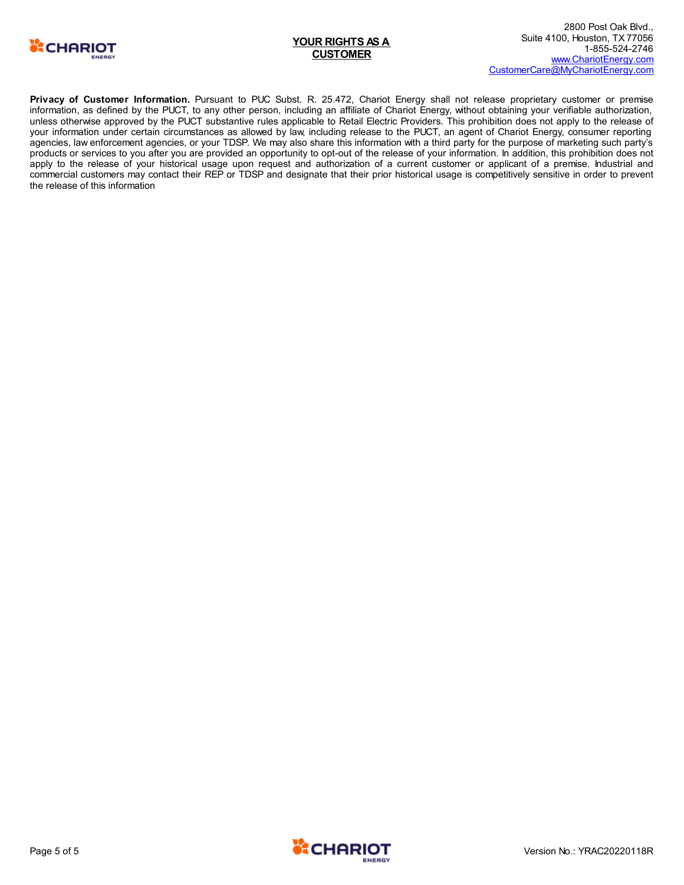**Privacy of Customer Information.** Pursuant to PUC Subst. R. 25.472, Chariot Energy shall not release proprietary customer or premise information, as defined by the PUCT, to any other person, including an affiliate of Chariot Energy, without obtaining your verifiable authorization, unless otherwise approved by the PUCT substantive rules applicable to Retail Electric Providers. This prohibition does not apply to the release of your information under certain circumstances as allowed by law, including release to the PUCT, an agent of Chariot Energy, consumer reporting agencies, law enforcement agencies, or your TDSP. We may also share this information with a third party for the purpose of marketing such party's products or services to you after you are provided an opportunity to opt-out of the release of your information. In addition, this prohibition does not apply to the release of your historical usage upon request and authorization of a current customer or applicant of a premise. Industrial and commercial customers may contact their REP or TDSP and designate that their prior historical usage is competitively sensitive in order to prevent the release of this information